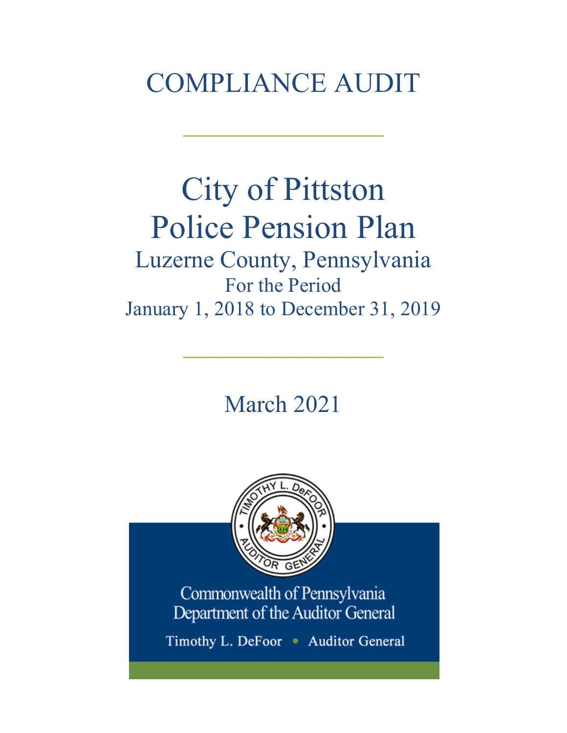# COMPLIANCE AUDIT

---

# City of Pittston
# Police Pension Plan

## Luzerne County, Pennsylvania

For the Period

January 1, 2018 to December 31, 2019

---

March 2021

Commonwealth of Pennsylvania
Department of the Auditor General

Timothy L. DeFoor • Auditor General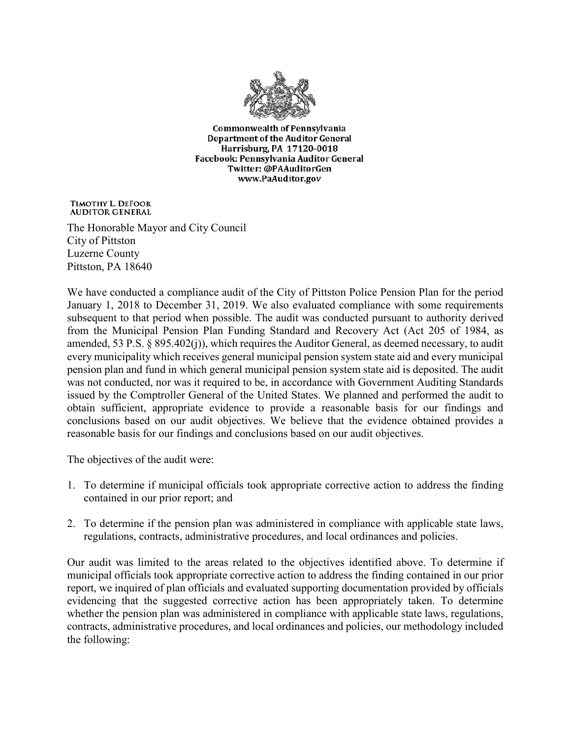**Commonwealth of Pennsylvania**
**Department of the Auditor General**
**Harrisburg, PA 17120-0018**
**Facebook: Pennsylvania Auditor General**
**Twitter: @PAAuditorGen**
**www.PaAuditor.gov**

**TIMOTHY L. DEFOOR**
**AUDITOR GENERAL**

The Honorable Mayor and City Council
City of Pittston
Luzerne County
Pittston, PA 18640

We have conducted a compliance audit of the City of Pittston Police Pension Plan for the period January 1, 2018 to December 31, 2019. We also evaluated compliance with some requirements subsequent to that period when possible. The audit was conducted pursuant to authority derived from the Municipal Pension Plan Funding Standard and Recovery Act (Act 205 of 1984, as amended, 53 P.S. § 895.402(j)), which requires the Auditor General, as deemed necessary, to audit every municipality which receives general municipal pension system state aid and every municipal pension plan and fund in which general municipal pension system state aid is deposited. The audit was not conducted, nor was it required to be, in accordance with Government Auditing Standards issued by the Comptroller General of the United States. We planned and performed the audit to obtain sufficient, appropriate evidence to provide a reasonable basis for our findings and conclusions based on our audit objectives. We believe that the evidence obtained provides a reasonable basis for our findings and conclusions based on our audit objectives.

The objectives of the audit were:

1. To determine if municipal officials took appropriate corrective action to address the finding contained in our prior report; and

2. To determine if the pension plan was administered in compliance with applicable state laws, regulations, contracts, administrative procedures, and local ordinances and policies.

Our audit was limited to the areas related to the objectives identified above. To determine if municipal officials took appropriate corrective action to address the finding contained in our prior report, we inquired of plan officials and evaluated supporting documentation provided by officials evidencing that the suggested corrective action has been appropriately taken. To determine whether the pension plan was administered in compliance with applicable state laws, regulations, contracts, administrative procedures, and local ordinances and policies, our methodology included the following: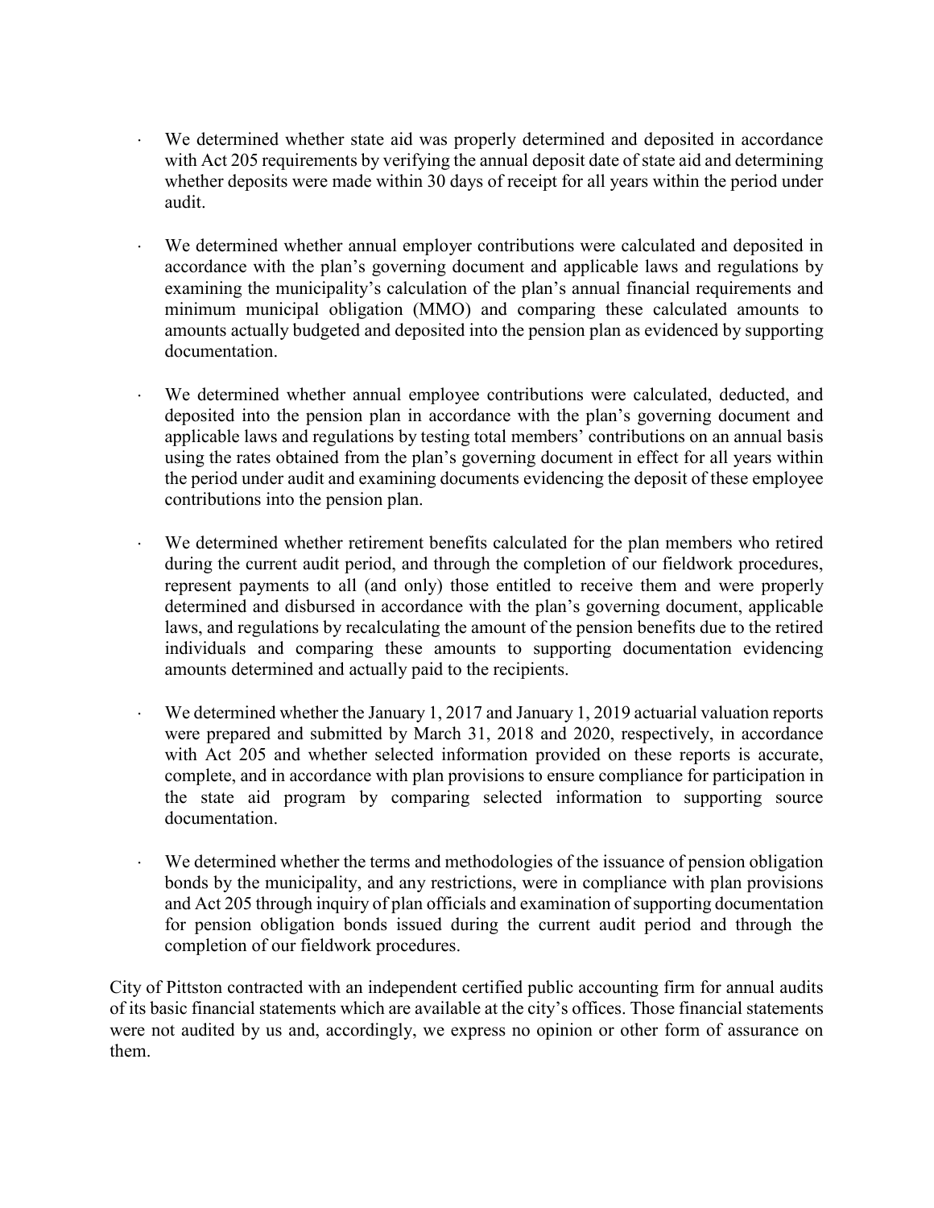- We determined whether state aid was properly determined and deposited in accordance with Act 205 requirements by verifying the annual deposit date of state aid and determining whether deposits were made within 30 days of receipt for all years within the period under audit.

- We determined whether annual employer contributions were calculated and deposited in accordance with the plan's governing document and applicable laws and regulations by examining the municipality's calculation of the plan's annual financial requirements and minimum municipal obligation (MMO) and comparing these calculated amounts to amounts actually budgeted and deposited into the pension plan as evidenced by supporting documentation.

- We determined whether annual employee contributions were calculated, deducted, and deposited into the pension plan in accordance with the plan's governing document and applicable laws and regulations by testing total members' contributions on an annual basis using the rates obtained from the plan's governing document in effect for all years within the period under audit and examining documents evidencing the deposit of these employee contributions into the pension plan.

- We determined whether retirement benefits calculated for the plan members who retired during the current audit period, and through the completion of our fieldwork procedures, represent payments to all (and only) those entitled to receive them and were properly determined and disbursed in accordance with the plan's governing document, applicable laws, and regulations by recalculating the amount of the pension benefits due to the retired individuals and comparing these amounts to supporting documentation evidencing amounts determined and actually paid to the recipients.

- We determined whether the January 1, 2017 and January 1, 2019 actuarial valuation reports were prepared and submitted by March 31, 2018 and 2020, respectively, in accordance with Act 205 and whether selected information provided on these reports is accurate, complete, and in accordance with plan provisions to ensure compliance for participation in the state aid program by comparing selected information to supporting source documentation.

- We determined whether the terms and methodologies of the issuance of pension obligation bonds by the municipality, and any restrictions, were in compliance with plan provisions and Act 205 through inquiry of plan officials and examination of supporting documentation for pension obligation bonds issued during the current audit period and through the completion of our fieldwork procedures.

City of Pittston contracted with an independent certified public accounting firm for annual audits of its basic financial statements which are available at the city's offices. Those financial statements were not audited by us and, accordingly, we express no opinion or other form of assurance on them.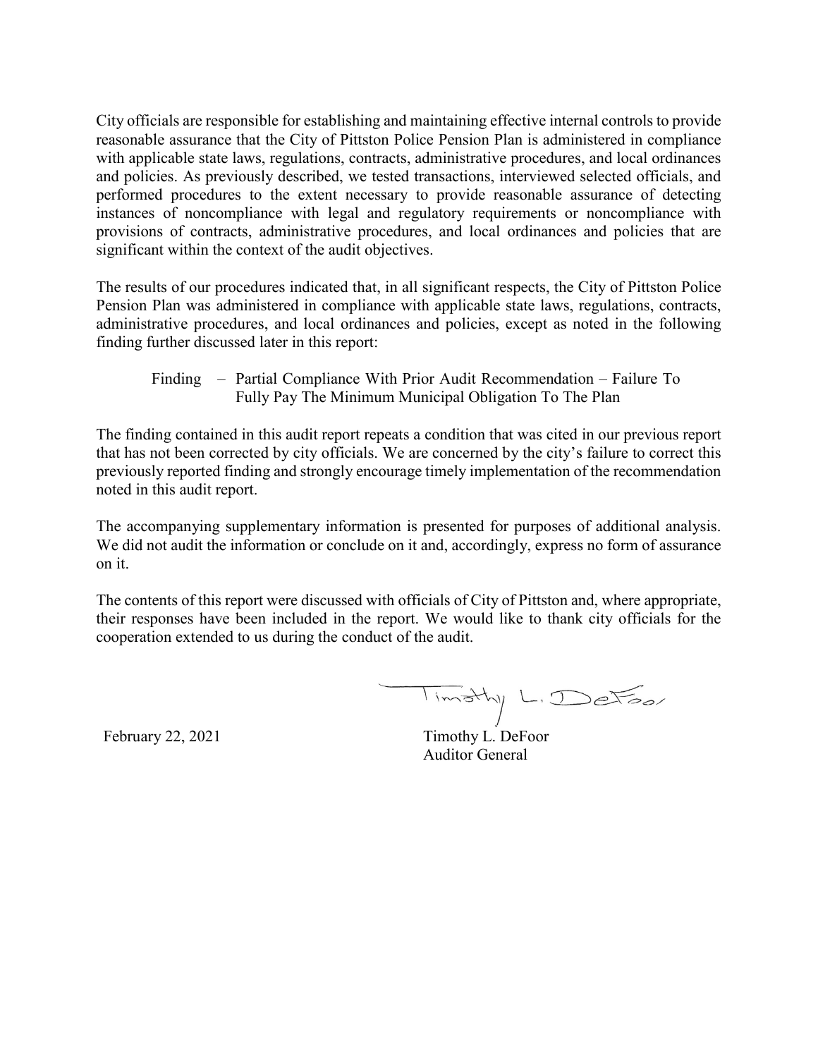City officials are responsible for establishing and maintaining effective internal controls to provide reasonable assurance that the City of Pittston Police Pension Plan is administered in compliance with applicable state laws, regulations, contracts, administrative procedures, and local ordinances and policies. As previously described, we tested transactions, interviewed selected officials, and performed procedures to the extent necessary to provide reasonable assurance of detecting instances of noncompliance with legal and regulatory requirements or noncompliance with provisions of contracts, administrative procedures, and local ordinances and policies that are significant within the context of the audit objectives.

The results of our procedures indicated that, in all significant respects, the City of Pittston Police Pension Plan was administered in compliance with applicable state laws, regulations, contracts, administrative procedures, and local ordinances and policies, except as noted in the following finding further discussed later in this report:

> Finding – Partial Compliance With Prior Audit Recommendation – Failure To Fully Pay The Minimum Municipal Obligation To The Plan

The finding contained in this audit report repeats a condition that was cited in our previous report that has not been corrected by city officials. We are concerned by the city's failure to correct this previously reported finding and strongly encourage timely implementation of the recommendation noted in this audit report.

The accompanying supplementary information is presented for purposes of additional analysis. We did not audit the information or conclude on it and, accordingly, express no form of assurance on it.

The contents of this report were discussed with officials of City of Pittston and, where appropriate, their responses have been included in the report. We would like to thank city officials for the cooperation extended to us during the conduct of the audit.

Timothy L. DeFoor

February 22, 2021

Timothy L. DeFoor
Auditor General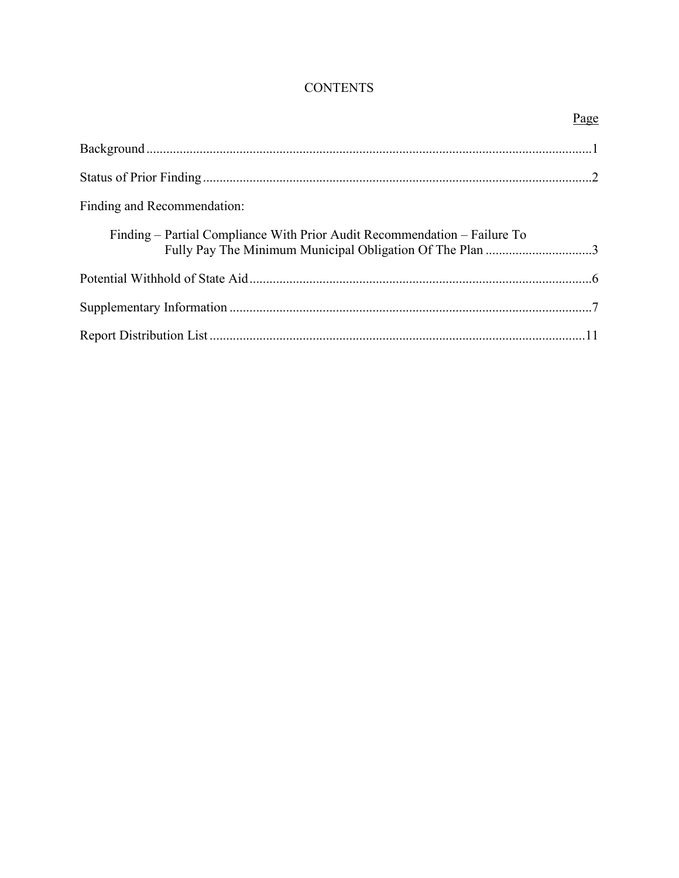# CONTENTS

| | Page |
|---|---|
| Background | 1 |
| Status of Prior Finding | 2 |
| Finding and Recommendation: | |
| Finding – Partial Compliance With Prior Audit Recommendation – Failure To Fully Pay The Minimum Municipal Obligation Of The Plan | 3 |
| Potential Withhold of State Aid | 6 |
| Supplementary Information | 7 |
| Report Distribution List | 11 |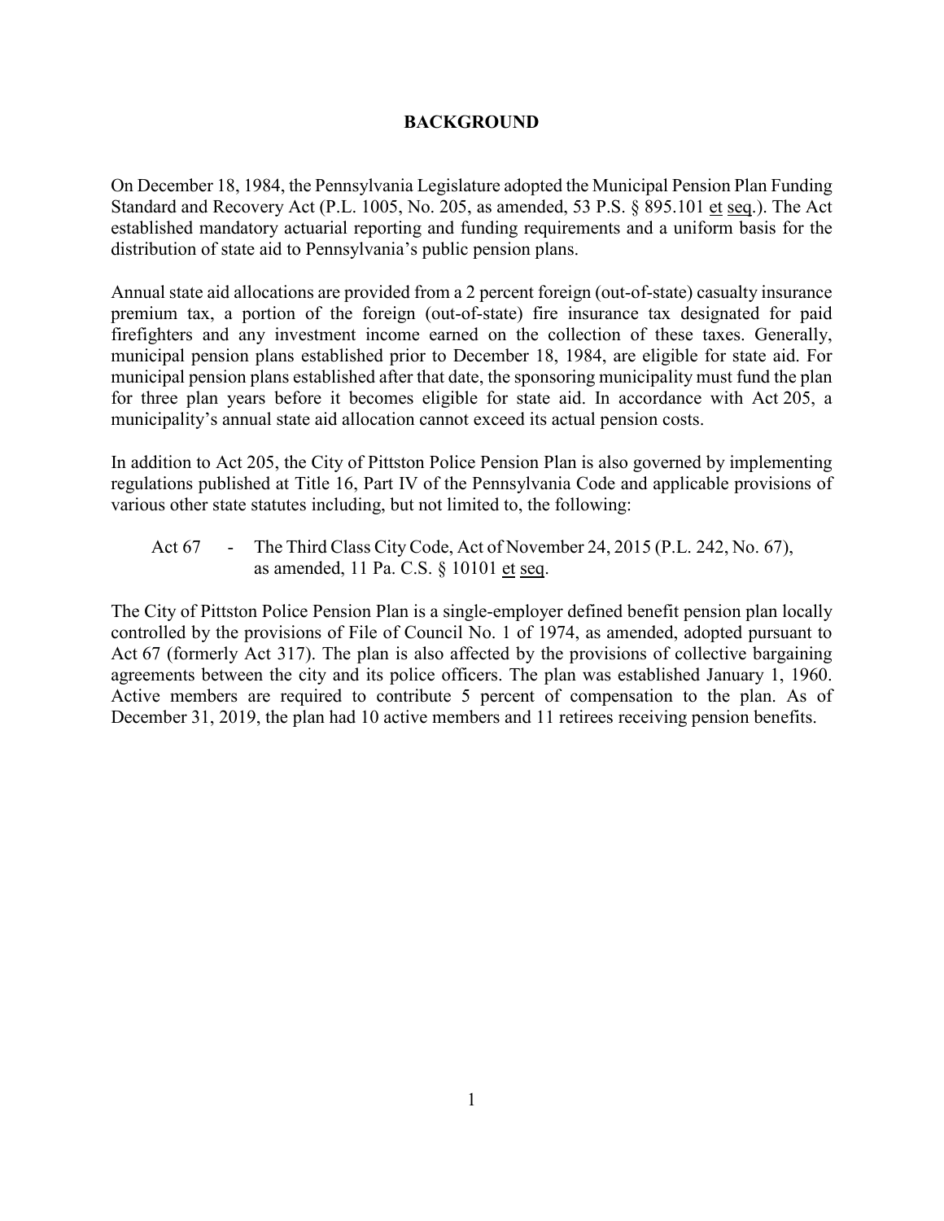# BACKGROUND

On December 18, 1984, the Pennsylvania Legislature adopted the Municipal Pension Plan Funding Standard and Recovery Act (P.L. 1005, No. 205, as amended, 53 P.S. § 895.101 et seq.). The Act established mandatory actuarial reporting and funding requirements and a uniform basis for the distribution of state aid to Pennsylvania's public pension plans.

Annual state aid allocations are provided from a 2 percent foreign (out-of-state) casualty insurance premium tax, a portion of the foreign (out-of-state) fire insurance tax designated for paid firefighters and any investment income earned on the collection of these taxes. Generally, municipal pension plans established prior to December 18, 1984, are eligible for state aid. For municipal pension plans established after that date, the sponsoring municipality must fund the plan for three plan years before it becomes eligible for state aid. In accordance with Act 205, a municipality's annual state aid allocation cannot exceed its actual pension costs.

In addition to Act 205, the City of Pittston Police Pension Plan is also governed by implementing regulations published at Title 16, Part IV of the Pennsylvania Code and applicable provisions of various other state statutes including, but not limited to, the following:

Act 67 - The Third Class City Code, Act of November 24, 2015 (P.L. 242, No. 67), as amended, 11 Pa. C.S. § 10101 et seq.

The City of Pittston Police Pension Plan is a single-employer defined benefit pension plan locally controlled by the provisions of File of Council No. 1 of 1974, as amended, adopted pursuant to Act 67 (formerly Act 317). The plan is also affected by the provisions of collective bargaining agreements between the city and its police officers. The plan was established January 1, 1960. Active members are required to contribute 5 percent of compensation to the plan. As of December 31, 2019, the plan had 10 active members and 11 retirees receiving pension benefits.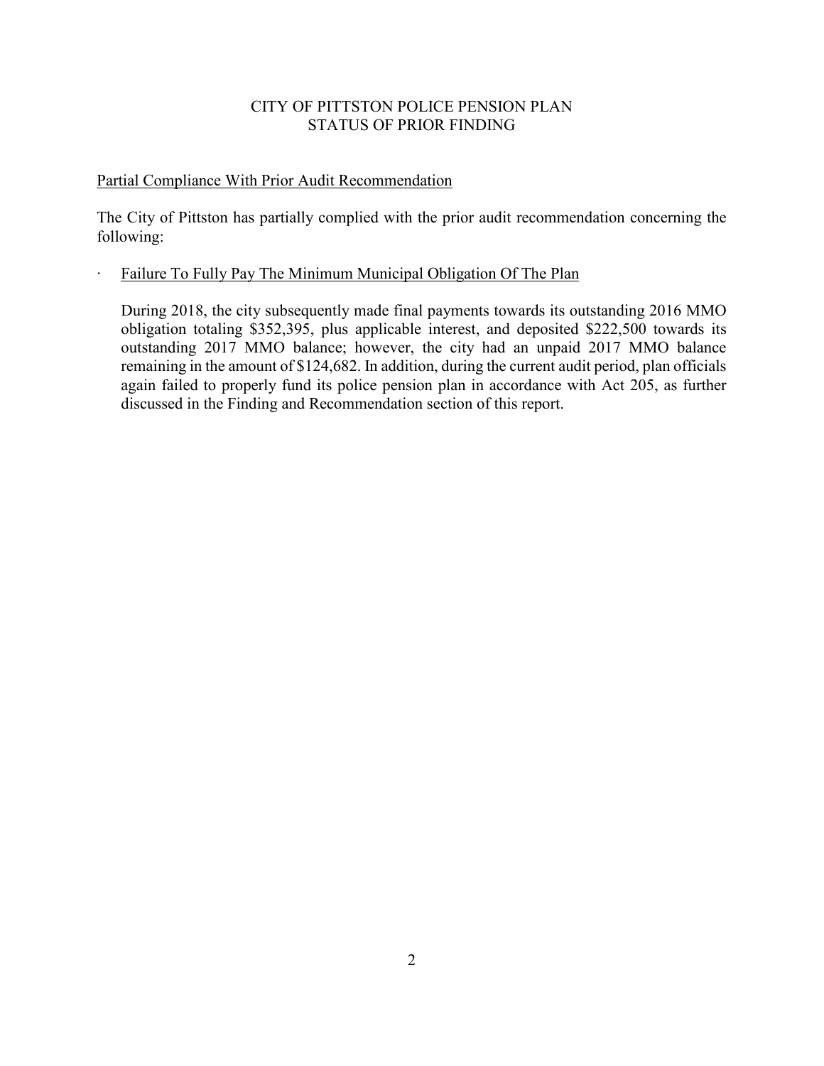# CITY OF PITTSTON POLICE PENSION PLAN
## STATUS OF PRIOR FINDING

<u>Partial Compliance With Prior Audit Recommendation</u>

The City of Pittston has partially complied with the prior audit recommendation concerning the following:

- <u>Failure To Fully Pay The Minimum Municipal Obligation Of The Plan</u>

  During 2018, the city subsequently made final payments towards its outstanding 2016 MMO obligation totaling $352,395, plus applicable interest, and deposited $222,500 towards its outstanding 2017 MMO balance; however, the city had an unpaid 2017 MMO balance remaining in the amount of $124,682. In addition, during the current audit period, plan officials again failed to properly fund its police pension plan in accordance with Act 205, as further discussed in the Finding and Recommendation section of this report.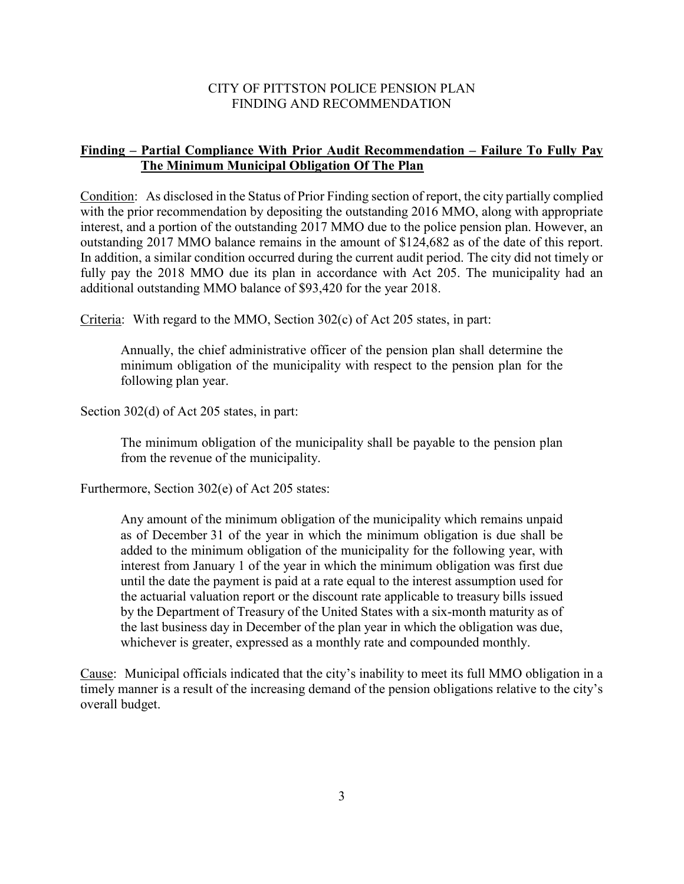CITY OF PITTSTON POLICE PENSION PLAN
FINDING AND RECOMMENDATION

**Finding – Partial Compliance With Prior Audit Recommendation – Failure To Fully Pay The Minimum Municipal Obligation Of The Plan**

Condition: As disclosed in the Status of Prior Finding section of report, the city partially complied with the prior recommendation by depositing the outstanding 2016 MMO, along with appropriate interest, and a portion of the outstanding 2017 MMO due to the police pension plan. However, an outstanding 2017 MMO balance remains in the amount of $124,682 as of the date of this report. In addition, a similar condition occurred during the current audit period. The city did not timely or fully pay the 2018 MMO due its plan in accordance with Act 205. The municipality had an additional outstanding MMO balance of $93,420 for the year 2018.

Criteria: With regard to the MMO, Section 302(c) of Act 205 states, in part:

> Annually, the chief administrative officer of the pension plan shall determine the minimum obligation of the municipality with respect to the pension plan for the following plan year.

Section 302(d) of Act 205 states, in part:

> The minimum obligation of the municipality shall be payable to the pension plan from the revenue of the municipality.

Furthermore, Section 302(e) of Act 205 states:

> Any amount of the minimum obligation of the municipality which remains unpaid as of December 31 of the year in which the minimum obligation is due shall be added to the minimum obligation of the municipality for the following year, with interest from January 1 of the year in which the minimum obligation was first due until the date the payment is paid at a rate equal to the interest assumption used for the actuarial valuation report or the discount rate applicable to treasury bills issued by the Department of Treasury of the United States with a six-month maturity as of the last business day in December of the plan year in which the obligation was due, whichever is greater, expressed as a monthly rate and compounded monthly.

Cause: Municipal officials indicated that the city's inability to meet its full MMO obligation in a timely manner is a result of the increasing demand of the pension obligations relative to the city's overall budget.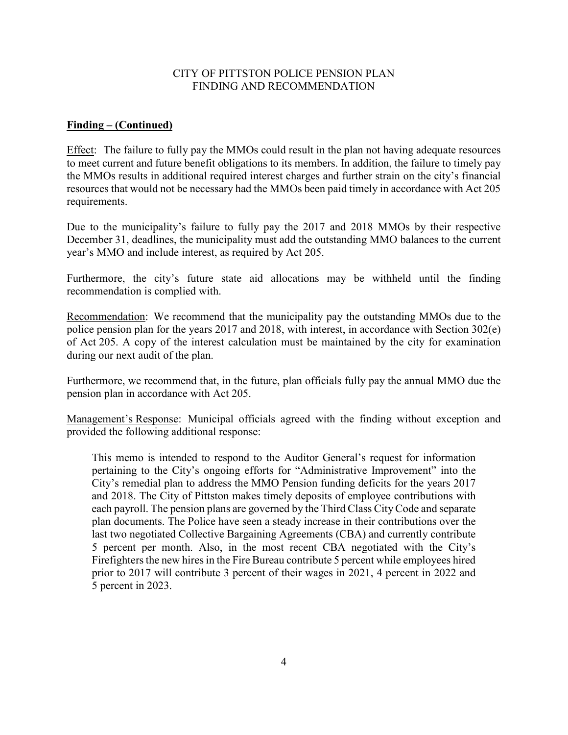CITY OF PITTSTON POLICE PENSION PLAN
FINDING AND RECOMMENDATION

**Finding – (Continued)**

Effect: The failure to fully pay the MMOs could result in the plan not having adequate resources to meet current and future benefit obligations to its members. In addition, the failure to timely pay the MMOs results in additional required interest charges and further strain on the city's financial resources that would not be necessary had the MMOs been paid timely in accordance with Act 205 requirements.

Due to the municipality's failure to fully pay the 2017 and 2018 MMOs by their respective December 31, deadlines, the municipality must add the outstanding MMO balances to the current year's MMO and include interest, as required by Act 205.

Furthermore, the city's future state aid allocations may be withheld until the finding recommendation is complied with.

Recommendation: We recommend that the municipality pay the outstanding MMOs due to the police pension plan for the years 2017 and 2018, with interest, in accordance with Section 302(e) of Act 205. A copy of the interest calculation must be maintained by the city for examination during our next audit of the plan.

Furthermore, we recommend that, in the future, plan officials fully pay the annual MMO due the pension plan in accordance with Act 205.

Management's Response: Municipal officials agreed with the finding without exception and provided the following additional response:

> This memo is intended to respond to the Auditor General's request for information pertaining to the City's ongoing efforts for "Administrative Improvement" into the City's remedial plan to address the MMO Pension funding deficits for the years 2017 and 2018. The City of Pittston makes timely deposits of employee contributions with each payroll. The pension plans are governed by the Third Class City Code and separate plan documents. The Police have seen a steady increase in their contributions over the last two negotiated Collective Bargaining Agreements (CBA) and currently contribute 5 percent per month. Also, in the most recent CBA negotiated with the City's Firefighters the new hires in the Fire Bureau contribute 5 percent while employees hired prior to 2017 will contribute 3 percent of their wages in 2021, 4 percent in 2022 and 5 percent in 2023.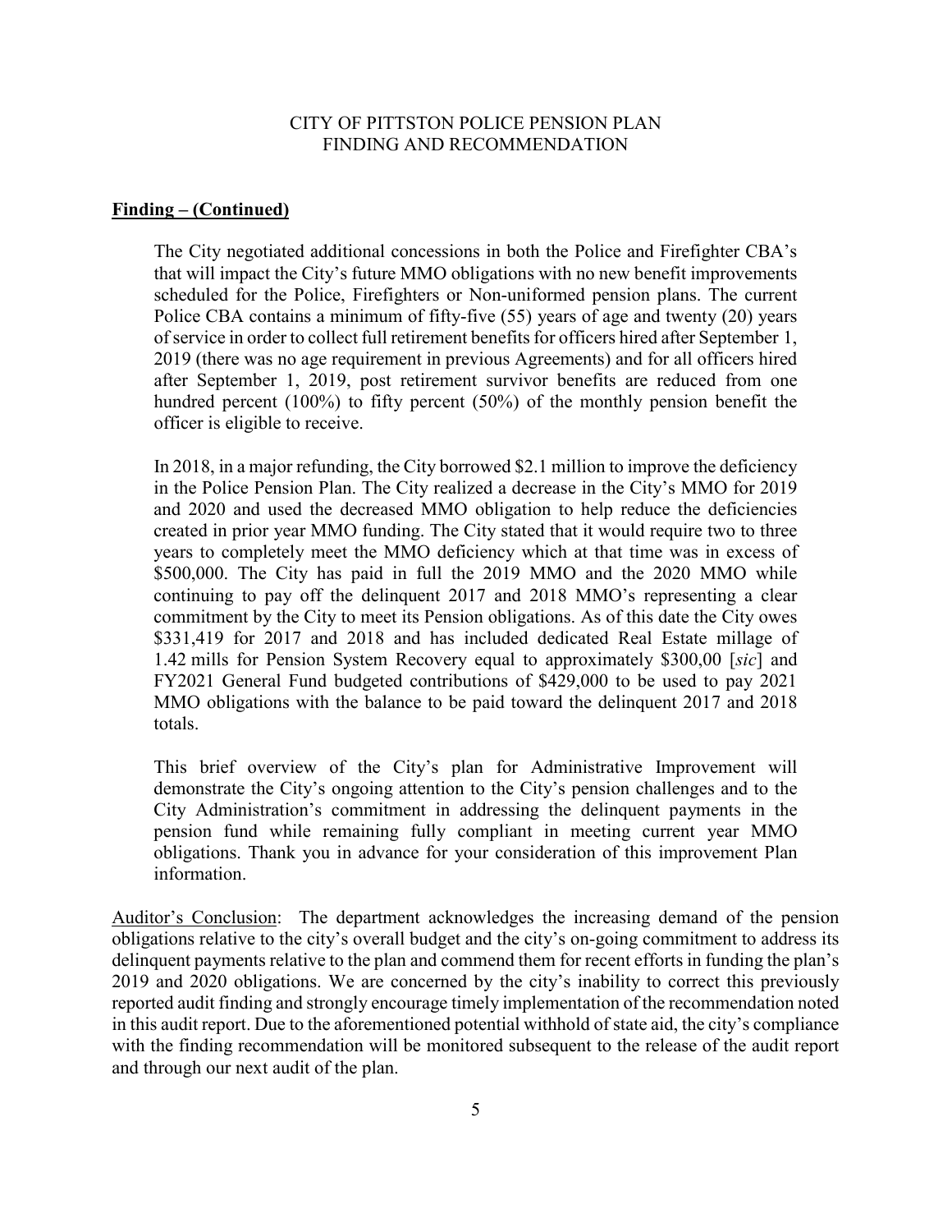CITY OF PITTSTON POLICE PENSION PLAN
FINDING AND RECOMMENDATION

**Finding – (Continued)**

The City negotiated additional concessions in both the Police and Firefighter CBA's that will impact the City's future MMO obligations with no new benefit improvements scheduled for the Police, Firefighters or Non-uniformed pension plans. The current Police CBA contains a minimum of fifty-five (55) years of age and twenty (20) years of service in order to collect full retirement benefits for officers hired after September 1, 2019 (there was no age requirement in previous Agreements) and for all officers hired after September 1, 2019, post retirement survivor benefits are reduced from one hundred percent (100%) to fifty percent (50%) of the monthly pension benefit the officer is eligible to receive.

In 2018, in a major refunding, the City borrowed \$2.1 million to improve the deficiency in the Police Pension Plan. The City realized a decrease in the City's MMO for 2019 and 2020 and used the decreased MMO obligation to help reduce the deficiencies created in prior year MMO funding. The City stated that it would require two to three years to completely meet the MMO deficiency which at that time was in excess of \$500,000. The City has paid in full the 2019 MMO and the 2020 MMO while continuing to pay off the delinquent 2017 and 2018 MMO's representing a clear commitment by the City to meet its Pension obligations. As of this date the City owes \$331,419 for 2017 and 2018 and has included dedicated Real Estate millage of 1.42 mills for Pension System Recovery equal to approximately \$300,00 [*sic*] and FY2021 General Fund budgeted contributions of \$429,000 to be used to pay 2021 MMO obligations with the balance to be paid toward the delinquent 2017 and 2018 totals.

This brief overview of the City's plan for Administrative Improvement will demonstrate the City's ongoing attention to the City's pension challenges and to the City Administration's commitment in addressing the delinquent payments in the pension fund while remaining fully compliant in meeting current year MMO obligations. Thank you in advance for your consideration of this improvement Plan information.

Auditor's Conclusion: The department acknowledges the increasing demand of the pension obligations relative to the city's overall budget and the city's on-going commitment to address its delinquent payments relative to the plan and commend them for recent efforts in funding the plan's 2019 and 2020 obligations. We are concerned by the city's inability to correct this previously reported audit finding and strongly encourage timely implementation of the recommendation noted in this audit report. Due to the aforementioned potential withhold of state aid, the city's compliance with the finding recommendation will be monitored subsequent to the release of the audit report and through our next audit of the plan.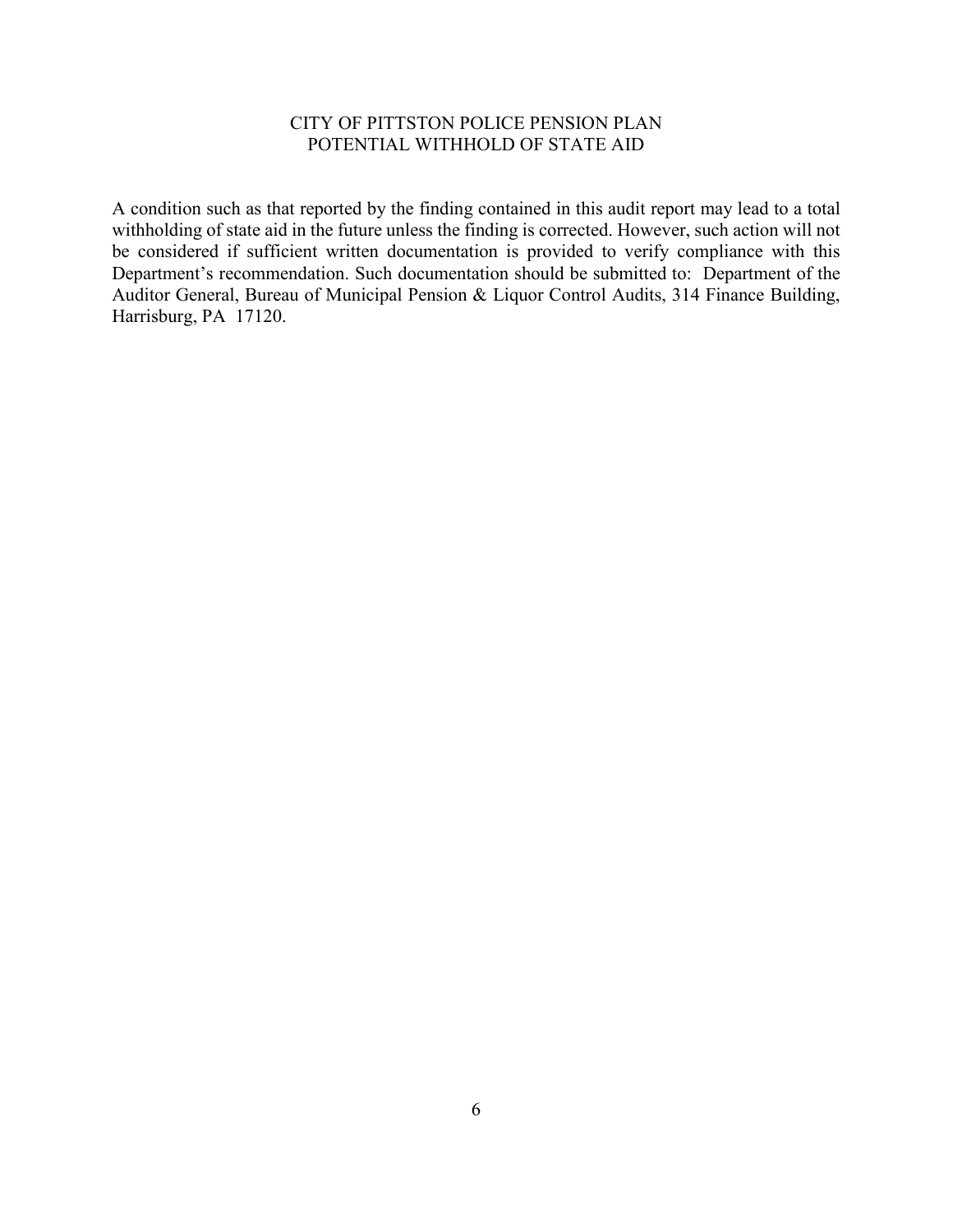# CITY OF PITTSTON POLICE PENSION PLAN
## POTENTIAL WITHHOLD OF STATE AID

A condition such as that reported by the finding contained in this audit report may lead to a total withholding of state aid in the future unless the finding is corrected. However, such action will not be considered if sufficient written documentation is provided to verify compliance with this Department's recommendation. Such documentation should be submitted to: Department of the Auditor General, Bureau of Municipal Pension & Liquor Control Audits, 314 Finance Building, Harrisburg, PA 17120.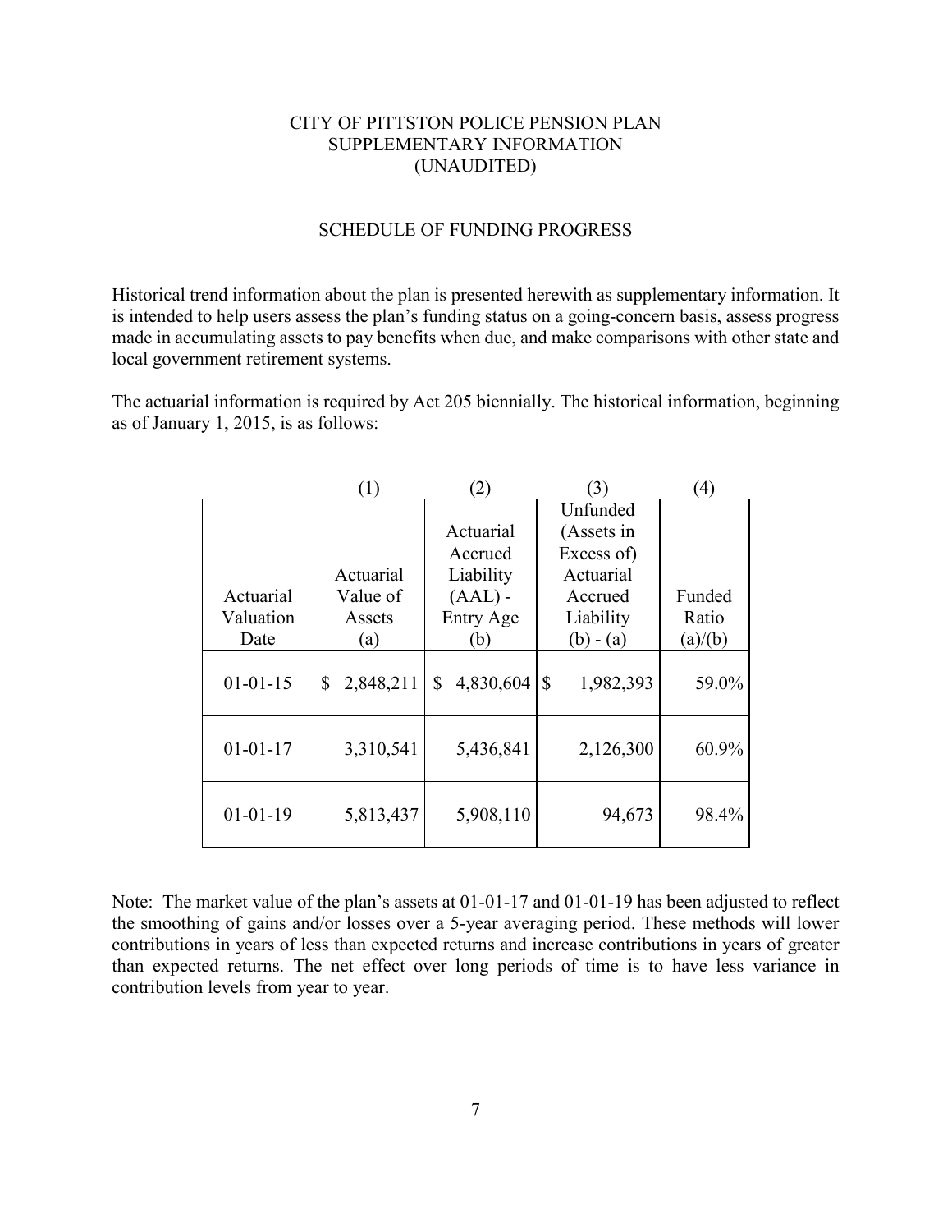# CITY OF PITTSTON POLICE PENSION PLAN
## SUPPLEMENTARY INFORMATION
## (UNAUDITED)

### SCHEDULE OF FUNDING PROGRESS

Historical trend information about the plan is presented herewith as supplementary information. It is intended to help users assess the plan's funding status on a going-concern basis, assess progress made in accumulating assets to pay benefits when due, and make comparisons with other state and local government retirement systems.

The actuarial information is required by Act 205 biennially. The historical information, beginning as of January 1, 2015, is as follows:

| | (1) | (2) | (3) | (4) |
|---|---|---|---|---|
| Actuarial Valuation Date | Actuarial Value of Assets (a) | Actuarial Accrued Liability (AAL) - Entry Age (b) | Unfunded (Assets in Excess of) Actuarial Accrued Liability (b) - (a) | Funded Ratio (a)/(b) |
| 01-01-15 | $ 2,848,211 | $ 4,830,604 | $ 1,982,393 | 59.0% |
| 01-01-17 | 3,310,541 | 5,436,841 | 2,126,300 | 60.9% |
| 01-01-19 | 5,813,437 | 5,908,110 | 94,673 | 98.4% |

Note: The market value of the plan's assets at 01-01-17 and 01-01-19 has been adjusted to reflect the smoothing of gains and/or losses over a 5-year averaging period. These methods will lower contributions in years of less than expected returns and increase contributions in years of greater than expected returns. The net effect over long periods of time is to have less variance in contribution levels from year to year.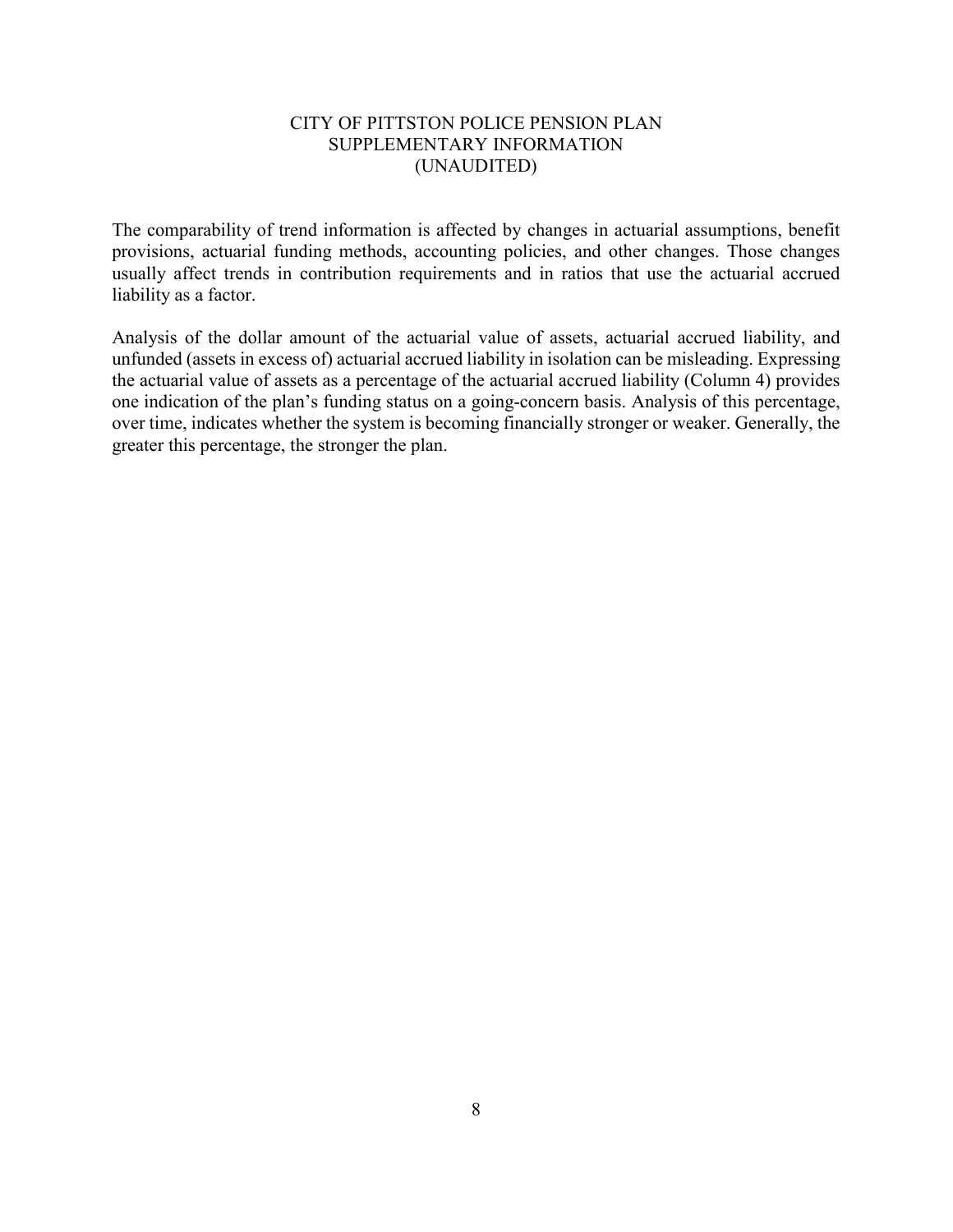CITY OF PITTSTON POLICE PENSION PLAN
SUPPLEMENTARY INFORMATION
(UNAUDITED)

The comparability of trend information is affected by changes in actuarial assumptions, benefit provisions, actuarial funding methods, accounting policies, and other changes. Those changes usually affect trends in contribution requirements and in ratios that use the actuarial accrued liability as a factor.

Analysis of the dollar amount of the actuarial value of assets, actuarial accrued liability, and unfunded (assets in excess of) actuarial accrued liability in isolation can be misleading. Expressing the actuarial value of assets as a percentage of the actuarial accrued liability (Column 4) provides one indication of the plan's funding status on a going-concern basis. Analysis of this percentage, over time, indicates whether the system is becoming financially stronger or weaker. Generally, the greater this percentage, the stronger the plan.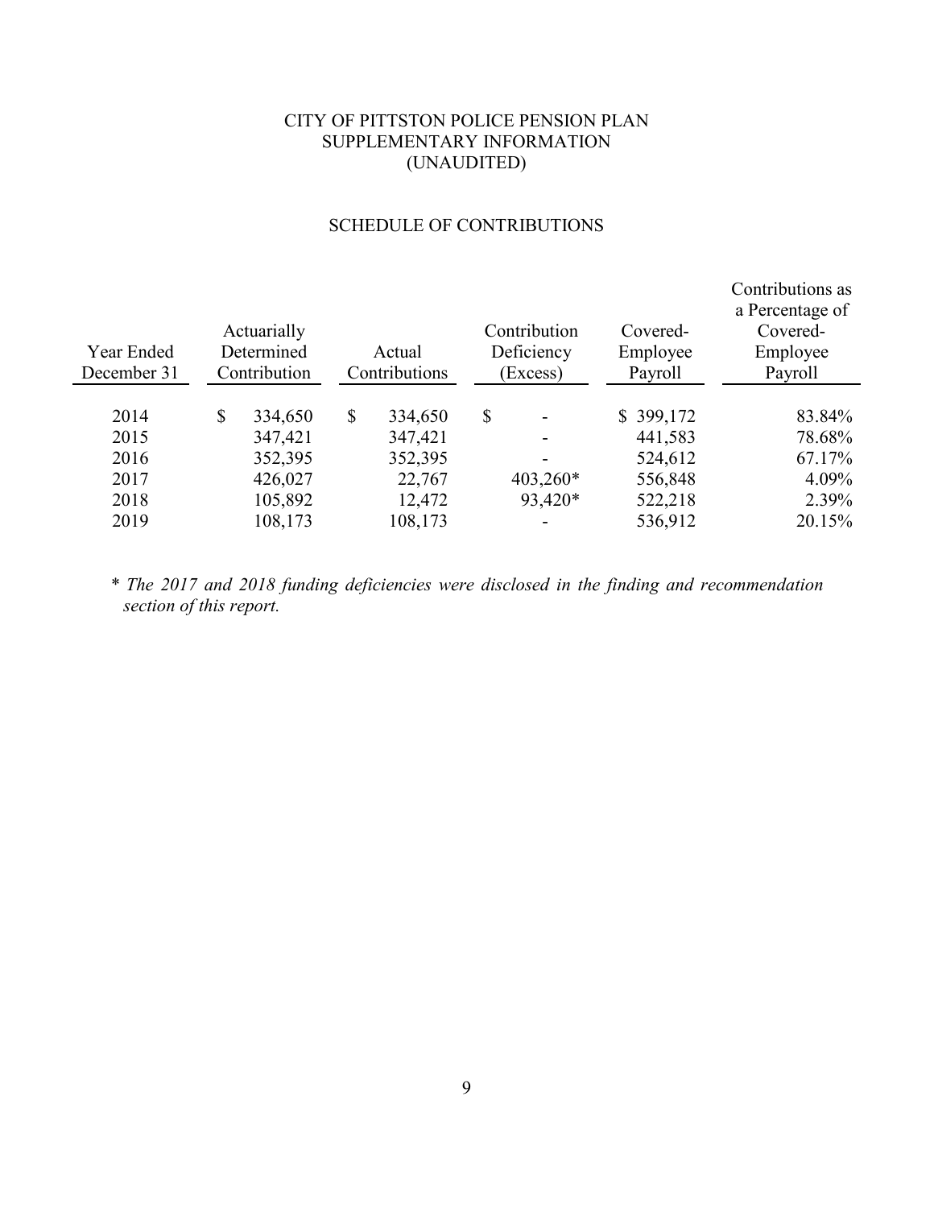# CITY OF PITTSTON POLICE PENSION PLAN
## SUPPLEMENTARY INFORMATION
## (UNAUDITED)

### SCHEDULE OF CONTRIBUTIONS

| Year Ended December 31 | Actuarially Determined Contribution | Actual Contributions | Contribution Deficiency (Excess) | Covered-Employee Payroll | Contributions as a Percentage of Covered-Employee Payroll |
|---|---|---|---|---|---|
| 2014 | $ 334,650 | $ 334,650 | $ - | $ 399,172 | 83.84% |
| 2015 | 347,421 | 347,421 | - | 441,583 | 78.68% |
| 2016 | 352,395 | 352,395 | - | 524,612 | 67.17% |
| 2017 | 426,027 | 22,767 | 403,260* | 556,848 | 4.09% |
| 2018 | 105,892 | 12,472 | 93,420* | 522,218 | 2.39% |
| 2019 | 108,173 | 108,173 | - | 536,912 | 20.15% |

\* *The 2017 and 2018 funding deficiencies were disclosed in the finding and recommendation section of this report.*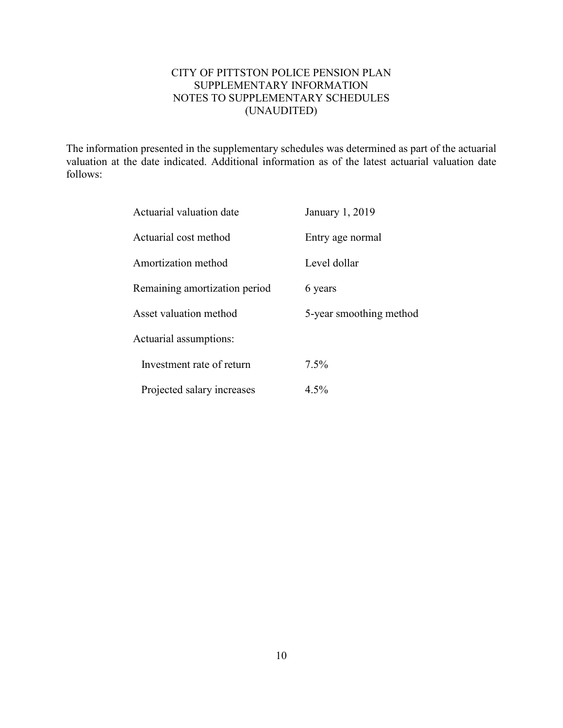# CITY OF PITTSTON POLICE PENSION PLAN
## SUPPLEMENTARY INFORMATION
## NOTES TO SUPPLEMENTARY SCHEDULES
## (UNAUDITED)

The information presented in the supplementary schedules was determined as part of the actuarial valuation at the date indicated. Additional information as of the latest actuarial valuation date follows:

| | |
|---|---|
| Actuarial valuation date | January 1, 2019 |
| Actuarial cost method | Entry age normal |
| Amortization method | Level dollar |
| Remaining amortization period | 6 years |
| Asset valuation method | 5-year smoothing method |
| Actuarial assumptions: | |
| Investment rate of return | 7.5% |
| Projected salary increases | 4.5% |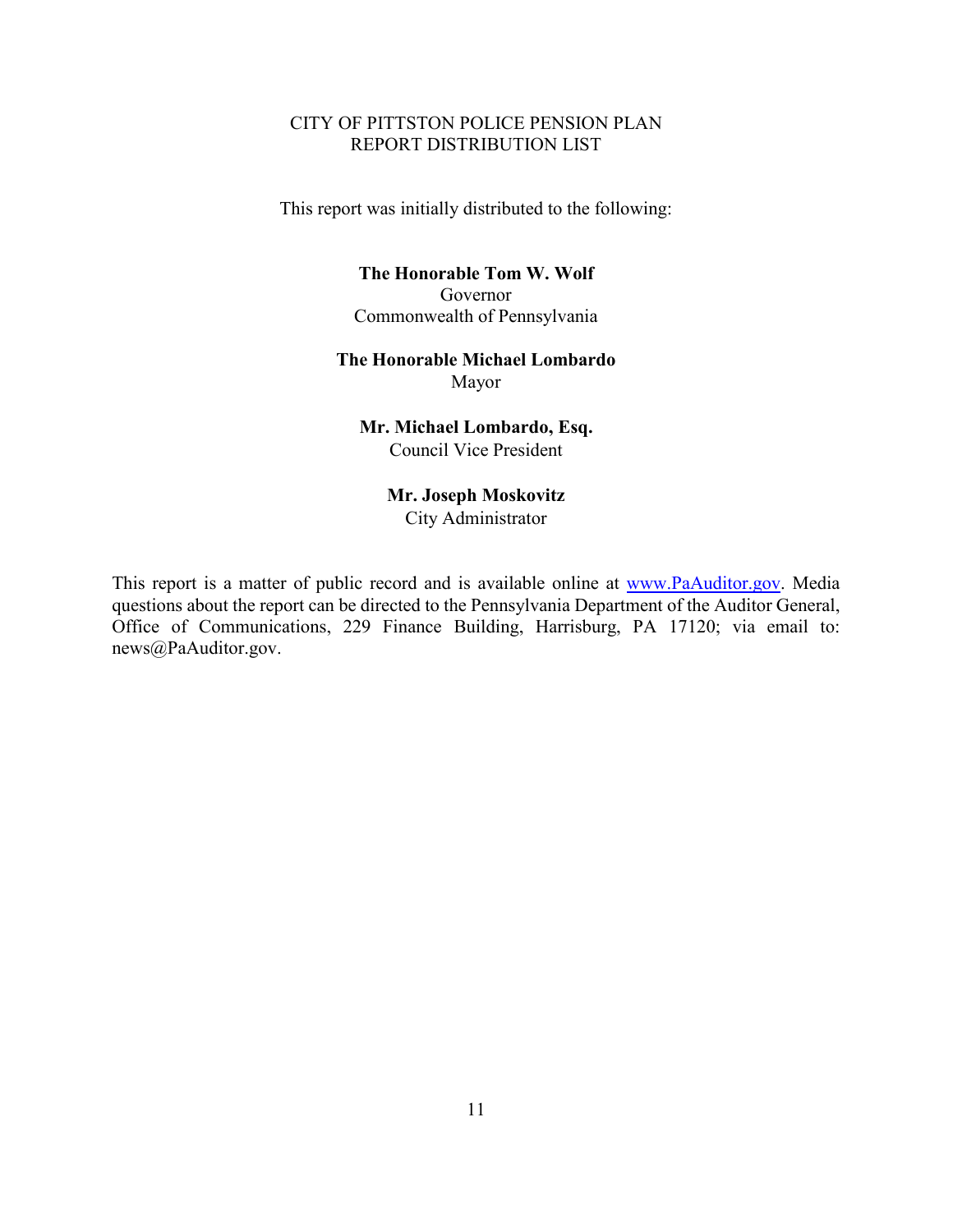# CITY OF PITTSTON POLICE PENSION PLAN
## REPORT DISTRIBUTION LIST

This report was initially distributed to the following:

**The Honorable Tom W. Wolf**
Governor
Commonwealth of Pennsylvania

**The Honorable Michael Lombardo**
Mayor

**Mr. Michael Lombardo, Esq.**
Council Vice President

**Mr. Joseph Moskovitz**
City Administrator

This report is a matter of public record and is available online at www.PaAuditor.gov. Media questions about the report can be directed to the Pennsylvania Department of the Auditor General, Office of Communications, 229 Finance Building, Harrisburg, PA 17120; via email to: news@PaAuditor.gov.